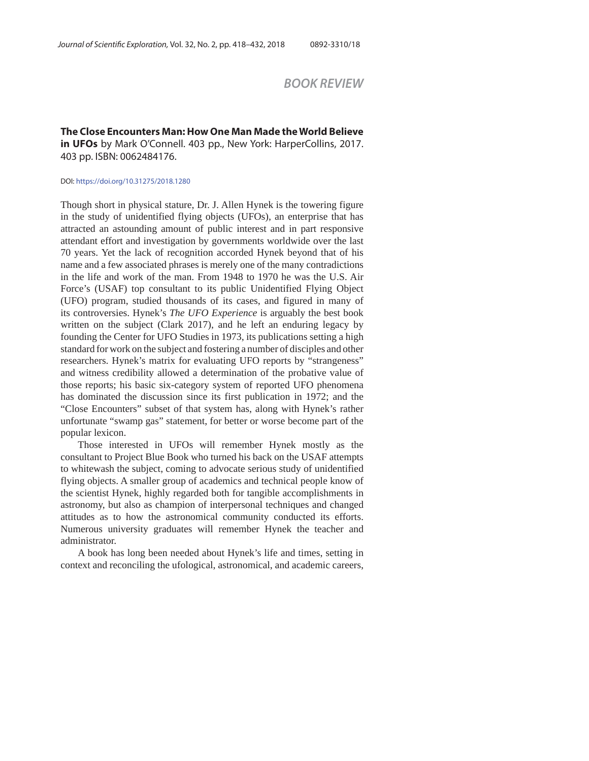## BOOK REVIEW

**The Close Encounters Man: How One Man Made the World Believe in UFOs** by Mark O'Connell. 403 pp., New York: HarperCollins, 2017. 403 pp. ISBN: 0062484176.

DOI: https://doi.org/10.31275/2018.1280

Though short in physical stature, Dr. J. Allen Hynek is the towering figure in the study of unidentified flying objects (UFOs), an enterprise that has attracted an astounding amount of public interest and in part responsive attendant effort and investigation by governments worldwide over the last 70 years. Yet the lack of recognition accorded Hynek beyond that of his name and a few associated phrases is merely one of the many contradictions in the life and work of the man. From 1948 to 1970 he was the U.S. Air Force's (USAF) top consultant to its public Unidentified Flying Object (UFO) program, studied thousands of its cases, and figured in many of its controversies. Hynek's *The UFO Experience* is arguably the best book written on the subject (Clark 2017), and he left an enduring legacy by founding the Center for UFO Studies in 1973, its publications setting a high standard for work on the subject and fostering a number of disciples and other researchers. Hynek's matrix for evaluating UFO reports by "strangeness" and witness credibility allowed a determination of the probative value of those reports; his basic six-category system of reported UFO phenomena has dominated the discussion since its first publication in 1972; and the "Close Encounters" subset of that system has, along with Hynek's rather unfortunate "swamp gas" statement, for better or worse become part of the popular lexicon.

Those interested in UFOs will remember Hynek mostly as the consultant to Project Blue Book who turned his back on the USAF attempts to whitewash the subject, coming to advocate serious study of unidentified flying objects. A smaller group of academics and technical people know of the scientist Hynek, highly regarded both for tangible accomplishments in astronomy, but also as champion of interpersonal techniques and changed attitudes as to how the astronomical community conducted its efforts. Numerous university graduates will remember Hynek the teacher and administrator.

A book has long been needed about Hynek's life and times, setting in context and reconciling the ufological, astronomical, and academic careers,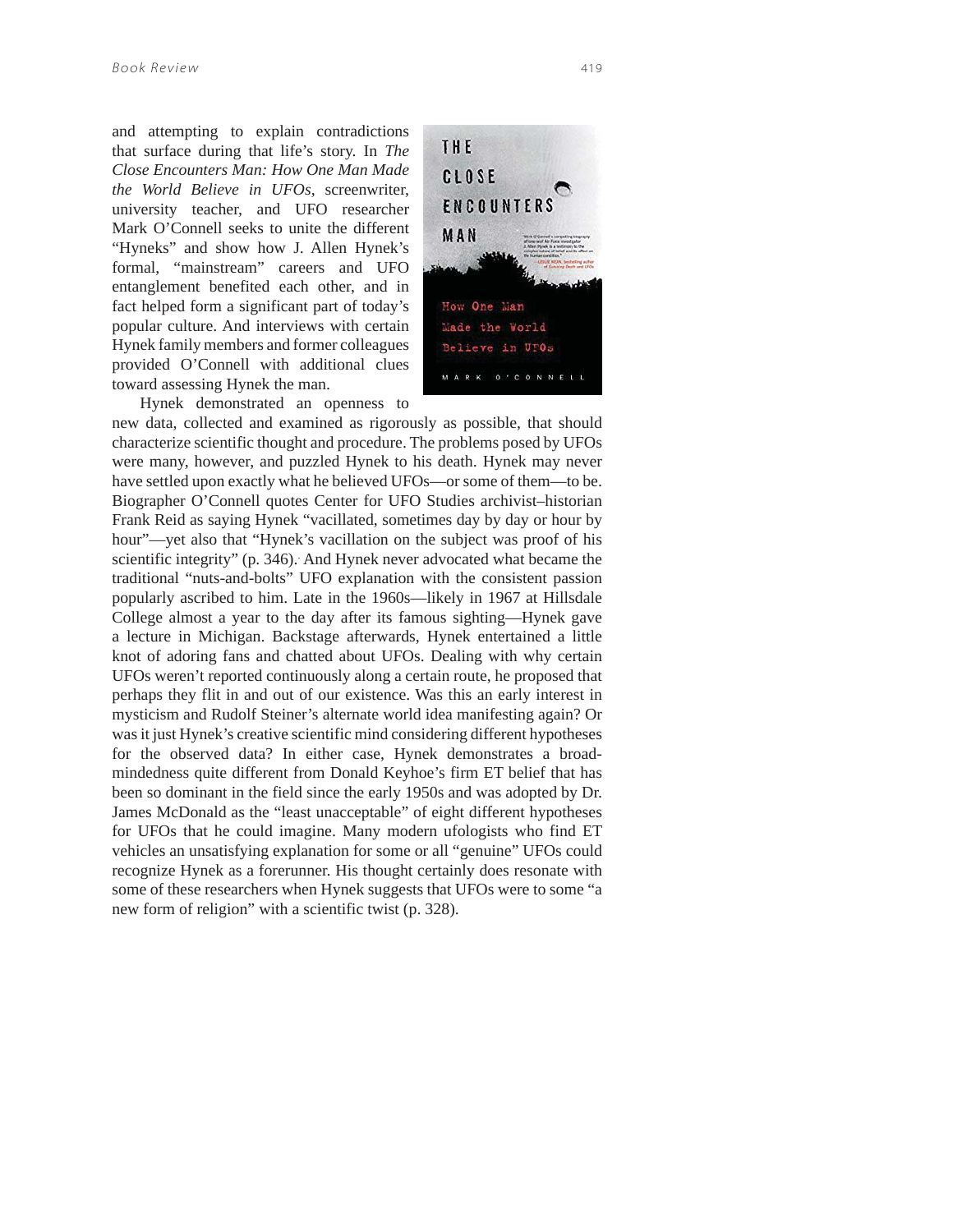and attempting to explain contradictions that surface during that life's story. In *The Close Encounters Man: How One Man Made the World Believe in UFOs*, screenwriter, university teacher, and UFO researcher Mark O'Connell seeks to unite the different "Hyneks" and show how J. Allen Hynek's formal, "mainstream" careers and UFO entanglement benefited each other, and in fact helped form a significant part of today's popular culture. And interviews with certain Hynek family members and former colleagues provided O'Connell with additional clues toward assessing Hynek the man.

Hynek demonstrated an openness to new data, collected and examined as rigorously as possible, that should characterize scientific thought and procedure. The problems posed by UFOs were many, however, and puzzled Hynek to his death. Hynek may never have settled upon exactly what he believed UFOs—or some of them—to be. Biographer O'Connell quotes Center for UFO Studies archivist–historian Frank Reid as saying Hynek "vacillated, sometimes day by day or hour by hour"—yet also that "Hynek's vacillation on the subject was proof of his scientific integrity" (p. 346). And Hynek never advocated what became the traditional "nuts-and-bolts" UFO explanation with the consistent passion popularly ascribed to him. Late in the 1960s—likely in 1967 at Hillsdale College almost a year to the day after its famous sighting—Hynek gave a lecture in Michigan. Backstage afterwards, Hynek entertained a little knot of adoring fans and chatted about UFOs. Dealing with why certain UFOs weren't reported continuously along a certain route, he proposed that perhaps they flit in and out of our existence. Was this an early interest in mysticism and Rudolf Steiner's alternate world idea manifesting again? Or was it just Hynek's creative scientific mind considering different hypotheses for the observed data? In either case, Hynek demonstrates a broad-mindedness quite different from Donald Keyhoe's firm ET belief that has been so dominant in the field since the early 1950s and was adopted by Dr. James McDonald as the "least unacceptable" of eight different hypotheses for UFOs that he could imagine. Many modern ufologists who find ET vehicles an unsatisfying explanation for some or all "genuine" UFOs could recognize Hynek as a forerunner. His thought certainly does resonate with some of these researchers when Hynek suggests that UFOs were to some "a new form of religion" with a scientific twist (p. 328).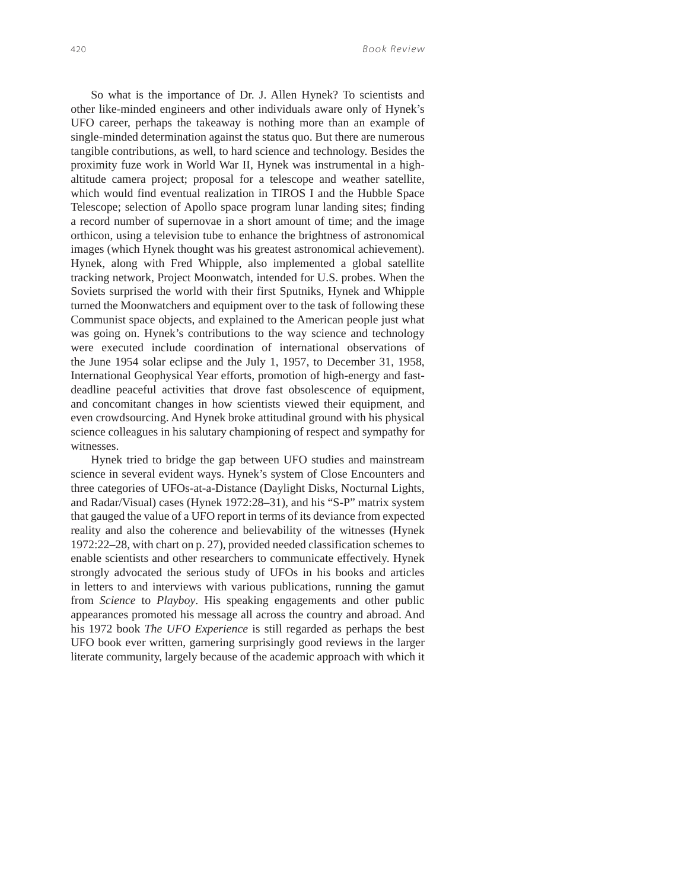So what is the importance of Dr. J. Allen Hynek? To scientists and other like-minded engineers and other individuals aware only of Hynek's UFO career, perhaps the takeaway is nothing more than an example of single-minded determination against the status quo. But there are numerous tangible contributions, as well, to hard science and technology. Besides the proximity fuze work in World War II, Hynek was instrumental in a high-altitude camera project; proposal for a telescope and weather satellite, which would find eventual realization in TIROS I and the Hubble Space Telescope; selection of Apollo space program lunar landing sites; finding a record number of supernovae in a short amount of time; and the image orthicon, using a television tube to enhance the brightness of astronomical images (which Hynek thought was his greatest astronomical achievement). Hynek, along with Fred Whipple, also implemented a global satellite tracking network, Project Moonwatch, intended for U.S. probes. When the Soviets surprised the world with their first Sputniks, Hynek and Whipple turned the Moonwatchers and equipment over to the task of following these Communist space objects, and explained to the American people just what was going on. Hynek's contributions to the way science and technology were executed include coordination of international observations of the June 1954 solar eclipse and the July 1, 1957, to December 31, 1958, International Geophysical Year efforts, promotion of high-energy and fast-deadline peaceful activities that drove fast obsolescence of equipment, and concomitant changes in how scientists viewed their equipment, and even crowdsourcing. And Hynek broke attitudinal ground with his physical science colleagues in his salutary championing of respect and sympathy for witnesses.

Hynek tried to bridge the gap between UFO studies and mainstream science in several evident ways. Hynek's system of Close Encounters and three categories of UFOs-at-a-Distance (Daylight Disks, Nocturnal Lights, and Radar/Visual) cases (Hynek 1972:28–31), and his "S-P" matrix system that gauged the value of a UFO report in terms of its deviance from expected reality and also the coherence and believability of the witnesses (Hynek 1972:22–28, with chart on p. 27), provided needed classification schemes to enable scientists and other researchers to communicate effectively. Hynek strongly advocated the serious study of UFOs in his books and articles in letters to and interviews with various publications, running the gamut from *Science* to *Playboy*. His speaking engagements and other public appearances promoted his message all across the country and abroad. And his 1972 book *The UFO Experience* is still regarded as perhaps the best UFO book ever written, garnering surprisingly good reviews in the larger literate community, largely because of the academic approach with which it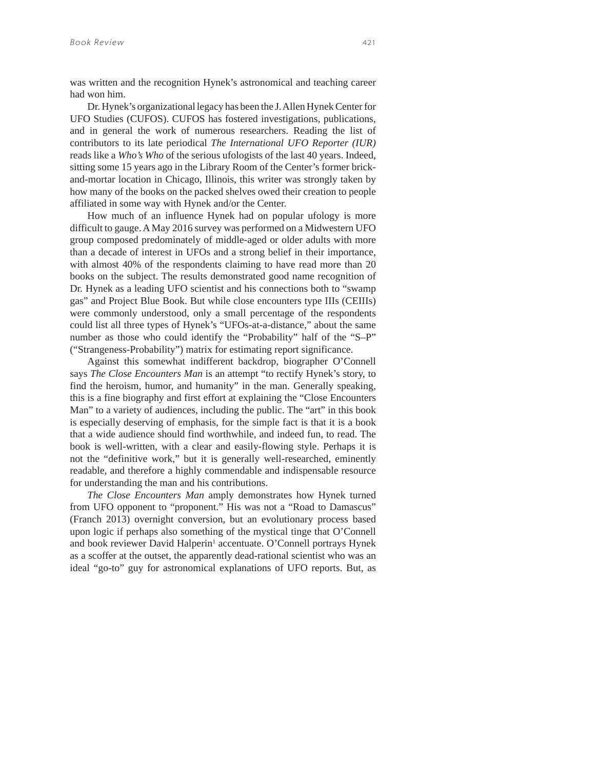was written and the recognition Hynek's astronomical and teaching career had won him.

Dr. Hynek's organizational legacy has been the J. Allen Hynek Center for UFO Studies (CUFOS). CUFOS has fostered investigations, publications, and in general the work of numerous researchers. Reading the list of contributors to its late periodical *The International UFO Reporter (IUR)* reads like a *Who's Who* of the serious ufologists of the last 40 years. Indeed, sitting some 15 years ago in the Library Room of the Center's former brick-and-mortar location in Chicago, Illinois, this writer was strongly taken by how many of the books on the packed shelves owed their creation to people affiliated in some way with Hynek and/or the Center.

How much of an influence Hynek had on popular ufology is more difficult to gauge. A May 2016 survey was performed on a Midwestern UFO group composed predominately of middle-aged or older adults with more than a decade of interest in UFOs and a strong belief in their importance, with almost 40% of the respondents claiming to have read more than 20 books on the subject. The results demonstrated good name recognition of Dr. Hynek as a leading UFO scientist and his connections both to "swamp gas" and Project Blue Book. But while close encounters type IIIs (CEIIIs) were commonly understood, only a small percentage of the respondents could list all three types of Hynek's "UFOs-at-a-distance," about the same number as those who could identify the "Probability" half of the "S–P" ("Strangeness-Probability") matrix for estimating report significance.

Against this somewhat indifferent backdrop, biographer O'Connell says *The Close Encounters Man* is an attempt "to rectify Hynek's story, to find the heroism, humor, and humanity" in the man. Generally speaking, this is a fine biography and first effort at explaining the "Close Encounters Man" to a variety of audiences, including the public. The "art" in this book is especially deserving of emphasis, for the simple fact is that it is a book that a wide audience should find worthwhile, and indeed fun, to read. The book is well-written, with a clear and easily-flowing style. Perhaps it is not the "definitive work," but it is generally well-researched, eminently readable, and therefore a highly commendable and indispensable resource for understanding the man and his contributions.

*The Close Encounters Man* amply demonstrates how Hynek turned from UFO opponent to "proponent." His was not a "Road to Damascus" (Franch 2013) overnight conversion, but an evolutionary process based upon logic if perhaps also something of the mystical tinge that O'Connell and book reviewer David Halperin[1] accentuate. O'Connell portrays Hynek as a scoffer at the outset, the apparently dead-rational scientist who was an ideal "go-to" guy for astronomical explanations of UFO reports. But, as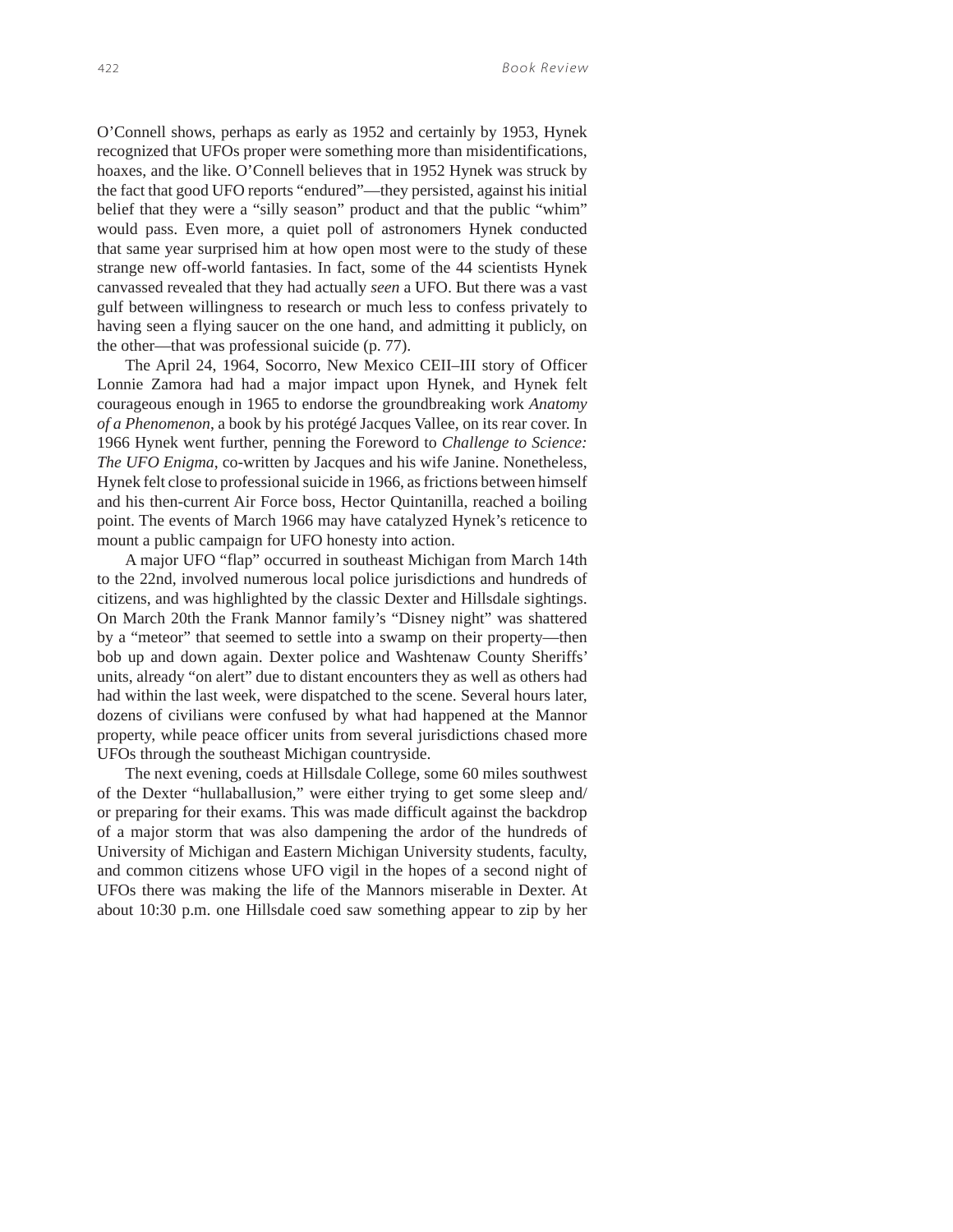O'Connell shows, perhaps as early as 1952 and certainly by 1953, Hynek recognized that UFOs proper were something more than misidentifications, hoaxes, and the like. O'Connell believes that in 1952 Hynek was struck by the fact that good UFO reports "endured"—they persisted, against his initial belief that they were a "silly season" product and that the public "whim" would pass. Even more, a quiet poll of astronomers Hynek conducted that same year surprised him at how open most were to the study of these strange new off-world fantasies. In fact, some of the 44 scientists Hynek canvassed revealed that they had actually *seen* a UFO. But there was a vast gulf between willingness to research or much less to confess privately to having seen a flying saucer on the one hand, and admitting it publicly, on the other—that was professional suicide (p. 77).

The April 24, 1964, Socorro, New Mexico CEII–III story of Officer Lonnie Zamora had had a major impact upon Hynek, and Hynek felt courageous enough in 1965 to endorse the groundbreaking work *Anatomy of a Phenomenon*, a book by his protégé Jacques Vallee, on its rear cover. In 1966 Hynek went further, penning the Foreword to *Challenge to Science: The UFO Enigma*, co-written by Jacques and his wife Janine. Nonetheless, Hynek felt close to professional suicide in 1966, as frictions between himself and his then-current Air Force boss, Hector Quintanilla, reached a boiling point. The events of March 1966 may have catalyzed Hynek's reticence to mount a public campaign for UFO honesty into action.

A major UFO "flap" occurred in southeast Michigan from March 14th to the 22nd, involved numerous local police jurisdictions and hundreds of citizens, and was highlighted by the classic Dexter and Hillsdale sightings. On March 20th the Frank Mannor family's "Disney night" was shattered by a "meteor" that seemed to settle into a swamp on their property—then bob up and down again. Dexter police and Washtenaw County Sheriffs' units, already "on alert" due to distant encounters they as well as others had had within the last week, were dispatched to the scene. Several hours later, dozens of civilians were confused by what had happened at the Mannor property, while peace officer units from several jurisdictions chased more UFOs through the southeast Michigan countryside.

The next evening, coeds at Hillsdale College, some 60 miles southwest of the Dexter "hullaballusion," were either trying to get some sleep and/or preparing for their exams. This was made difficult against the backdrop of a major storm that was also dampening the ardor of the hundreds of University of Michigan and Eastern Michigan University students, faculty, and common citizens whose UFO vigil in the hopes of a second night of UFOs there was making the life of the Mannors miserable in Dexter. At about 10:30 p.m. one Hillsdale coed saw something appear to zip by her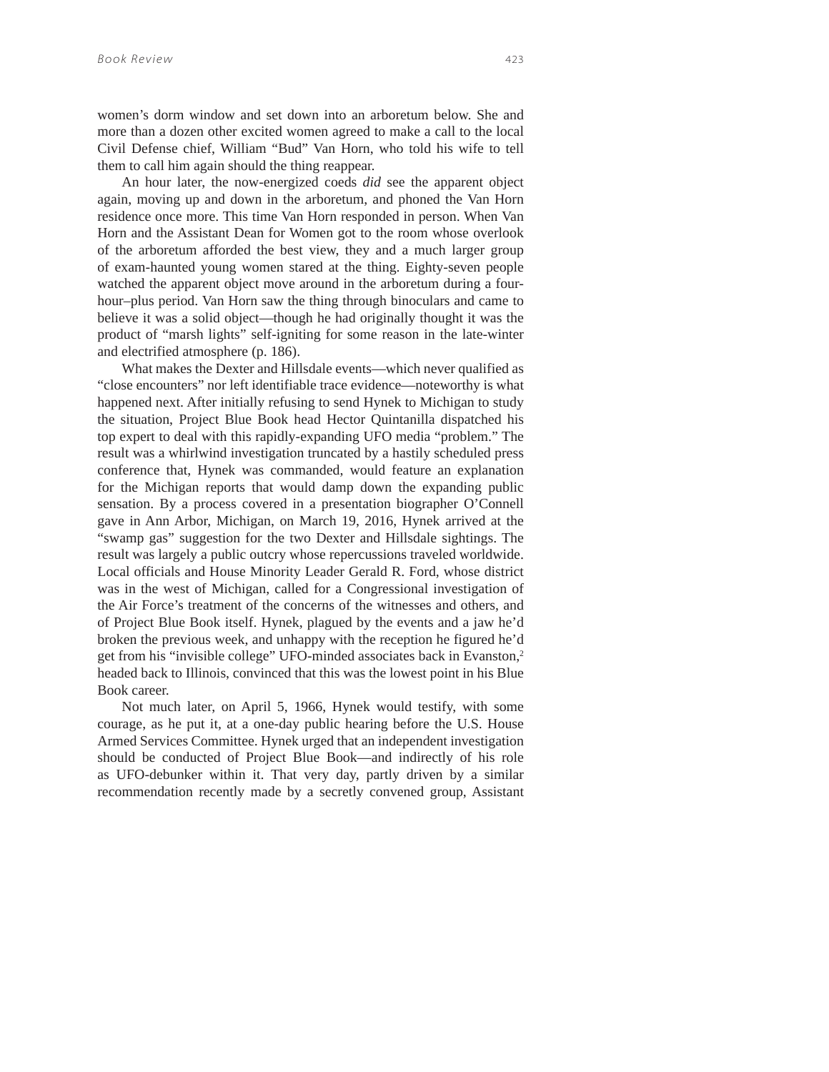women's dorm window and set down into an arboretum below. She and more than a dozen other excited women agreed to make a call to the local Civil Defense chief, William "Bud" Van Horn, who told his wife to tell them to call him again should the thing reappear.

An hour later, the now-energized coeds *did* see the apparent object again, moving up and down in the arboretum, and phoned the Van Horn residence once more. This time Van Horn responded in person. When Van Horn and the Assistant Dean for Women got to the room whose overlook of the arboretum afforded the best view, they and a much larger group of exam-haunted young women stared at the thing. Eighty-seven people watched the apparent object move around in the arboretum during a four-hour–plus period. Van Horn saw the thing through binoculars and came to believe it was a solid object—though he had originally thought it was the product of "marsh lights" self-igniting for some reason in the late-winter and electrified atmosphere (p. 186).

What makes the Dexter and Hillsdale events—which never qualified as "close encounters" nor left identifiable trace evidence—noteworthy is what happened next. After initially refusing to send Hynek to Michigan to study the situation, Project Blue Book head Hector Quintanilla dispatched his top expert to deal with this rapidly-expanding UFO media "problem." The result was a whirlwind investigation truncated by a hastily scheduled press conference that, Hynek was commanded, would feature an explanation for the Michigan reports that would damp down the expanding public sensation. By a process covered in a presentation biographer O'Connell gave in Ann Arbor, Michigan, on March 19, 2016, Hynek arrived at the "swamp gas" suggestion for the two Dexter and Hillsdale sightings. The result was largely a public outcry whose repercussions traveled worldwide. Local officials and House Minority Leader Gerald R. Ford, whose district was in the west of Michigan, called for a Congressional investigation of the Air Force's treatment of the concerns of the witnesses and others, and of Project Blue Book itself. Hynek, plagued by the events and a jaw he'd broken the previous week, and unhappy with the reception he figured he'd get from his "invisible college" UFO-minded associates back in Evanston,[2] headed back to Illinois, convinced that this was the lowest point in his Blue Book career.

Not much later, on April 5, 1966, Hynek would testify, with some courage, as he put it, at a one-day public hearing before the U.S. House Armed Services Committee. Hynek urged that an independent investigation should be conducted of Project Blue Book—and indirectly of his role as UFO-debunker within it. That very day, partly driven by a similar recommendation recently made by a secretly convened group, Assistant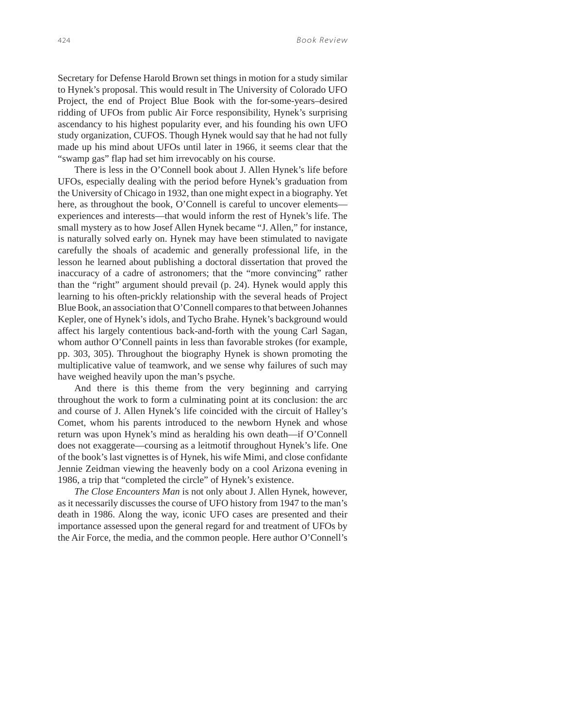Secretary for Defense Harold Brown set things in motion for a study similar to Hynek's proposal. This would result in The University of Colorado UFO Project, the end of Project Blue Book with the for-some-years–desired ridding of UFOs from public Air Force responsibility, Hynek's surprising ascendancy to his highest popularity ever, and his founding his own UFO study organization, CUFOS. Though Hynek would say that he had not fully made up his mind about UFOs until later in 1966, it seems clear that the "swamp gas" flap had set him irrevocably on his course.

There is less in the O'Connell book about J. Allen Hynek's life before UFOs, especially dealing with the period before Hynek's graduation from the University of Chicago in 1932, than one might expect in a biography. Yet here, as throughout the book, O'Connell is careful to uncover elements—experiences and interests—that would inform the rest of Hynek's life. The small mystery as to how Josef Allen Hynek became "J. Allen," for instance, is naturally solved early on. Hynek may have been stimulated to navigate carefully the shoals of academic and generally professional life, in the lesson he learned about publishing a doctoral dissertation that proved the inaccuracy of a cadre of astronomers; that the "more convincing" rather than the "right" argument should prevail (p. 24). Hynek would apply this learning to his often-prickly relationship with the several heads of Project Blue Book, an association that O'Connell compares to that between Johannes Kepler, one of Hynek's idols, and Tycho Brahe. Hynek's background would affect his largely contentious back-and-forth with the young Carl Sagan, whom author O'Connell paints in less than favorable strokes (for example, pp. 303, 305). Throughout the biography Hynek is shown promoting the multiplicative value of teamwork, and we sense why failures of such may have weighed heavily upon the man's psyche.

And there is this theme from the very beginning and carrying throughout the work to form a culminating point at its conclusion: the arc and course of J. Allen Hynek's life coincided with the circuit of Halley's Comet, whom his parents introduced to the newborn Hynek and whose return was upon Hynek's mind as heralding his own death—if O'Connell does not exaggerate—coursing as a leitmotif throughout Hynek's life. One of the book's last vignettes is of Hynek, his wife Mimi, and close confidante Jennie Zeidman viewing the heavenly body on a cool Arizona evening in 1986, a trip that "completed the circle" of Hynek's existence.

*The Close Encounters Man* is not only about J. Allen Hynek, however, as it necessarily discusses the course of UFO history from 1947 to the man's death in 1986. Along the way, iconic UFO cases are presented and their importance assessed upon the general regard for and treatment of UFOs by the Air Force, the media, and the common people. Here author O'Connell's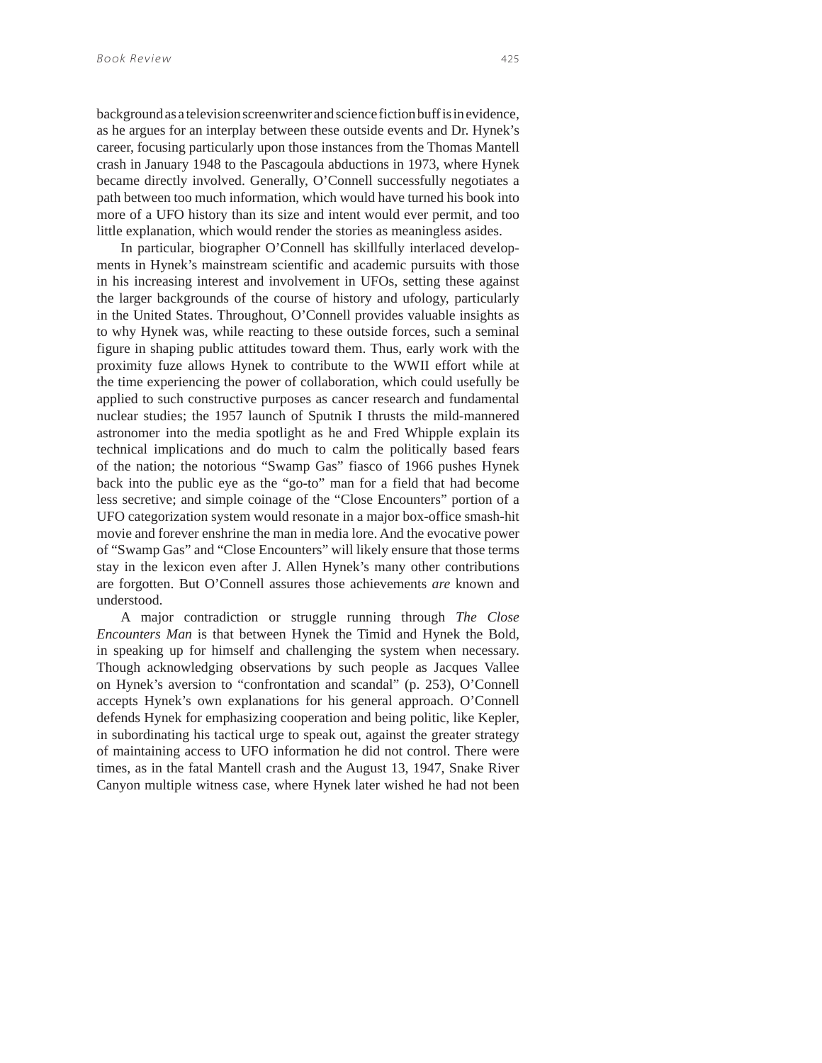background as a television screenwriter and science fiction buff is in evidence, as he argues for an interplay between these outside events and Dr. Hynek's career, focusing particularly upon those instances from the Thomas Mantell crash in January 1948 to the Pascagoula abductions in 1973, where Hynek became directly involved. Generally, O'Connell successfully negotiates a path between too much information, which would have turned his book into more of a UFO history than its size and intent would ever permit, and too little explanation, which would render the stories as meaningless asides.

In particular, biographer O'Connell has skillfully interlaced developments in Hynek's mainstream scientific and academic pursuits with those in his increasing interest and involvement in UFOs, setting these against the larger backgrounds of the course of history and ufology, particularly in the United States. Throughout, O'Connell provides valuable insights as to why Hynek was, while reacting to these outside forces, such a seminal figure in shaping public attitudes toward them. Thus, early work with the proximity fuze allows Hynek to contribute to the WWII effort while at the time experiencing the power of collaboration, which could usefully be applied to such constructive purposes as cancer research and fundamental nuclear studies; the 1957 launch of Sputnik I thrusts the mild-mannered astronomer into the media spotlight as he and Fred Whipple explain its technical implications and do much to calm the politically based fears of the nation; the notorious "Swamp Gas" fiasco of 1966 pushes Hynek back into the public eye as the "go-to" man for a field that had become less secretive; and simple coinage of the "Close Encounters" portion of a UFO categorization system would resonate in a major box-office smash-hit movie and forever enshrine the man in media lore. And the evocative power of "Swamp Gas" and "Close Encounters" will likely ensure that those terms stay in the lexicon even after J. Allen Hynek's many other contributions are forgotten. But O'Connell assures those achievements *are* known and understood.

A major contradiction or struggle running through *The Close Encounters Man* is that between Hynek the Timid and Hynek the Bold, in speaking up for himself and challenging the system when necessary. Though acknowledging observations by such people as Jacques Vallee on Hynek's aversion to "confrontation and scandal" (p. 253), O'Connell accepts Hynek's own explanations for his general approach. O'Connell defends Hynek for emphasizing cooperation and being politic, like Kepler, in subordinating his tactical urge to speak out, against the greater strategy of maintaining access to UFO information he did not control. There were times, as in the fatal Mantell crash and the August 13, 1947, Snake River Canyon multiple witness case, where Hynek later wished he had not been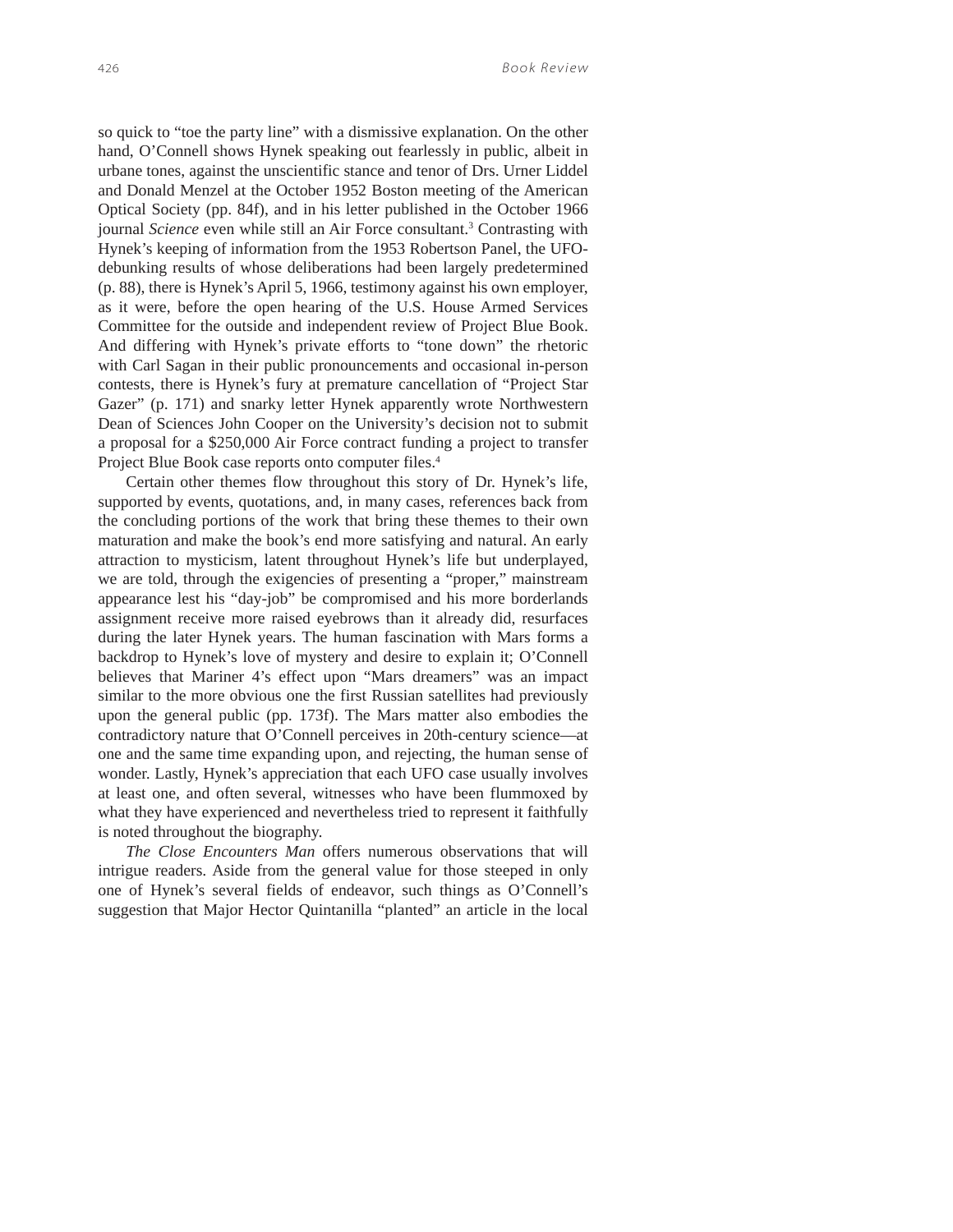so quick to "toe the party line" with a dismissive explanation. On the other hand, O'Connell shows Hynek speaking out fearlessly in public, albeit in urbane tones, against the unscientific stance and tenor of Drs. Urner Liddel and Donald Menzel at the October 1952 Boston meeting of the American Optical Society (pp. 84f), and in his letter published in the October 1966 journal *Science* even while still an Air Force consultant.[3] Contrasting with Hynek's keeping of information from the 1953 Robertson Panel, the UFO-debunking results of whose deliberations had been largely predetermined (p. 88), there is Hynek's April 5, 1966, testimony against his own employer, as it were, before the open hearing of the U.S. House Armed Services Committee for the outside and independent review of Project Blue Book. And differing with Hynek's private efforts to "tone down" the rhetoric with Carl Sagan in their public pronouncements and occasional in-person contests, there is Hynek's fury at premature cancellation of "Project Star Gazer" (p. 171) and snarky letter Hynek apparently wrote Northwestern Dean of Sciences John Cooper on the University's decision not to submit a proposal for a $250,000 Air Force contract funding a project to transfer Project Blue Book case reports onto computer files.[4]

Certain other themes flow throughout this story of Dr. Hynek's life, supported by events, quotations, and, in many cases, references back from the concluding portions of the work that bring these themes to their own maturation and make the book's end more satisfying and natural. An early attraction to mysticism, latent throughout Hynek's life but underplayed, we are told, through the exigencies of presenting a "proper," mainstream appearance lest his "day-job" be compromised and his more borderlands assignment receive more raised eyebrows than it already did, resurfaces during the later Hynek years. The human fascination with Mars forms a backdrop to Hynek's love of mystery and desire to explain it; O'Connell believes that Mariner 4's effect upon "Mars dreamers" was an impact similar to the more obvious one the first Russian satellites had previously upon the general public (pp. 173f). The Mars matter also embodies the contradictory nature that O'Connell perceives in 20th-century science—at one and the same time expanding upon, and rejecting, the human sense of wonder. Lastly, Hynek's appreciation that each UFO case usually involves at least one, and often several, witnesses who have been flummoxed by what they have experienced and nevertheless tried to represent it faithfully is noted throughout the biography.

*The Close Encounters Man* offers numerous observations that will intrigue readers. Aside from the general value for those steeped in only one of Hynek's several fields of endeavor, such things as O'Connell's suggestion that Major Hector Quintanilla "planted" an article in the local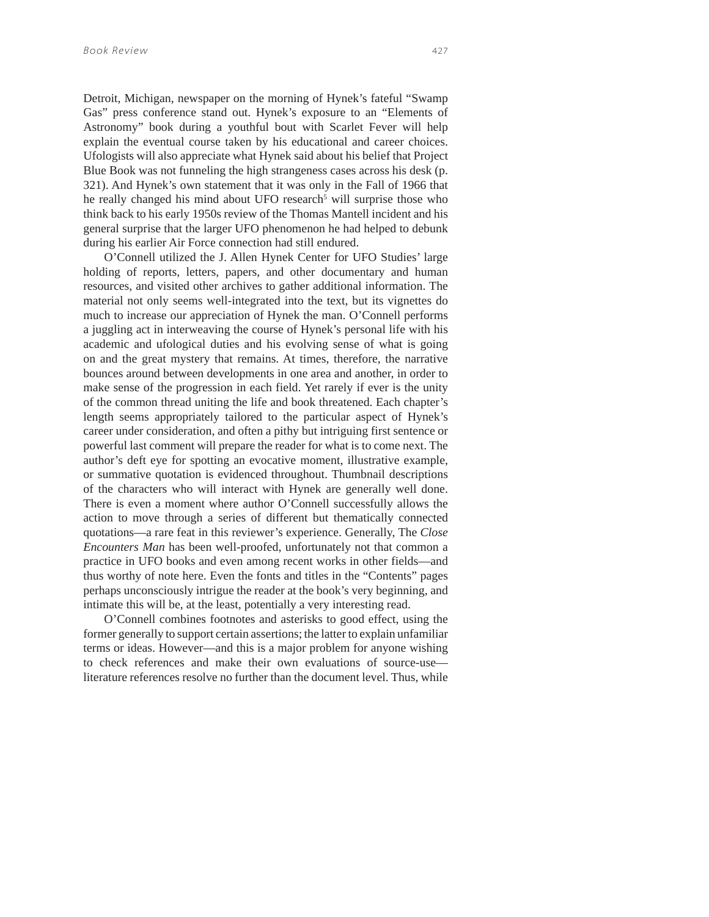Detroit, Michigan, newspaper on the morning of Hynek's fateful "Swamp Gas" press conference stand out. Hynek's exposure to an "Elements of Astronomy" book during a youthful bout with Scarlet Fever will help explain the eventual course taken by his educational and career choices. Ufologists will also appreciate what Hynek said about his belief that Project Blue Book was not funneling the high strangeness cases across his desk (p. 321). And Hynek's own statement that it was only in the Fall of 1966 that he really changed his mind about UFO research[5] will surprise those who think back to his early 1950s review of the Thomas Mantell incident and his general surprise that the larger UFO phenomenon he had helped to debunk during his earlier Air Force connection had still endured.

O'Connell utilized the J. Allen Hynek Center for UFO Studies' large holding of reports, letters, papers, and other documentary and human resources, and visited other archives to gather additional information. The material not only seems well-integrated into the text, but its vignettes do much to increase our appreciation of Hynek the man. O'Connell performs a juggling act in interweaving the course of Hynek's personal life with his academic and ufological duties and his evolving sense of what is going on and the great mystery that remains. At times, therefore, the narrative bounces around between developments in one area and another, in order to make sense of the progression in each field. Yet rarely if ever is the unity of the common thread uniting the life and book threatened. Each chapter's length seems appropriately tailored to the particular aspect of Hynek's career under consideration, and often a pithy but intriguing first sentence or powerful last comment will prepare the reader for what is to come next. The author's deft eye for spotting an evocative moment, illustrative example, or summative quotation is evidenced throughout. Thumbnail descriptions of the characters who will interact with Hynek are generally well done. There is even a moment where author O'Connell successfully allows the action to move through a series of different but thematically connected quotations—a rare feat in this reviewer's experience. Generally, The *Close Encounters Man* has been well-proofed, unfortunately not that common a practice in UFO books and even among recent works in other fields—and thus worthy of note here. Even the fonts and titles in the "Contents" pages perhaps unconsciously intrigue the reader at the book's very beginning, and intimate this will be, at the least, potentially a very interesting read.

O'Connell combines footnotes and asterisks to good effect, using the former generally to support certain assertions; the latter to explain unfamiliar terms or ideas. However—and this is a major problem for anyone wishing to check references and make their own evaluations of source-use—literature references resolve no further than the document level. Thus, while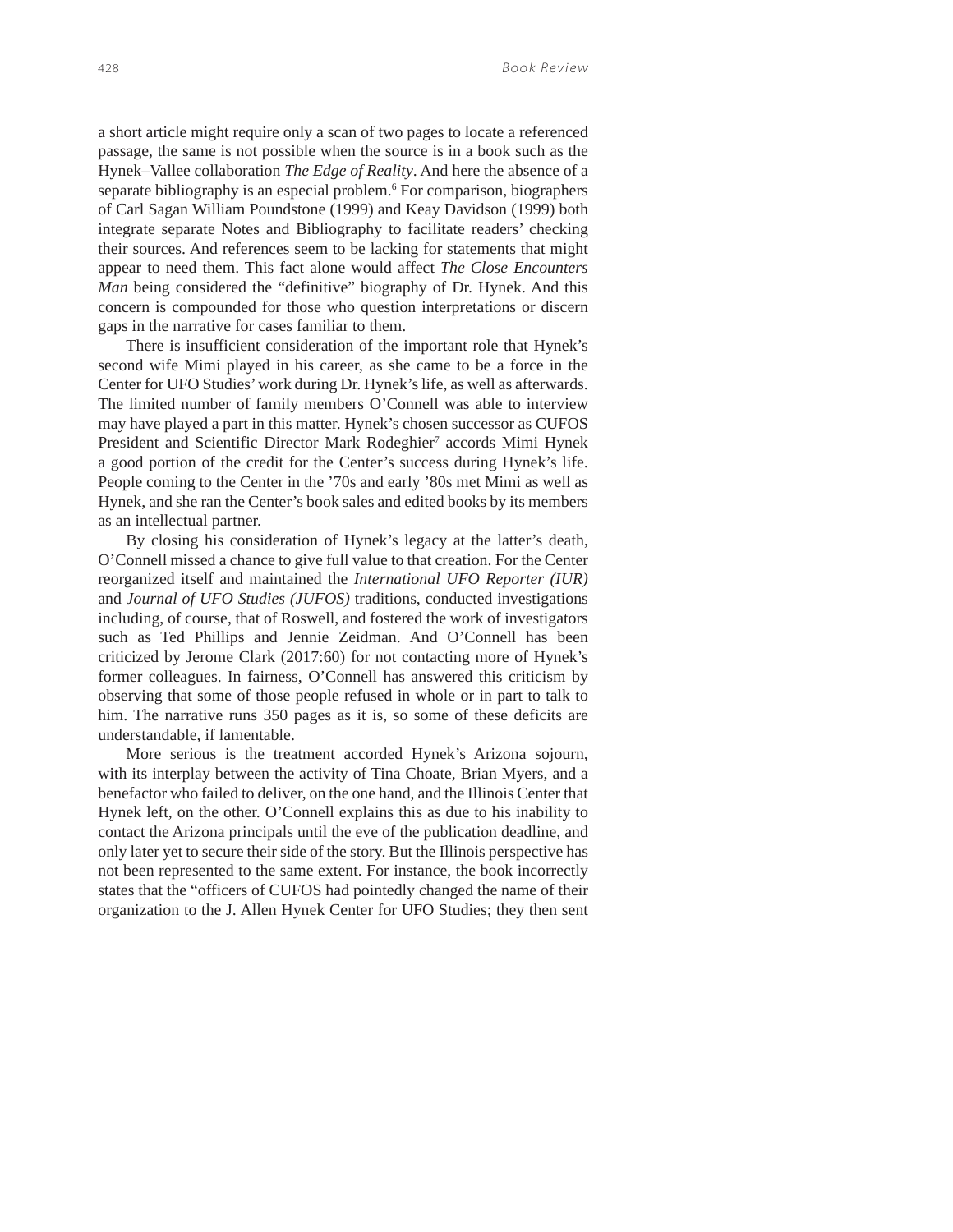a short article might require only a scan of two pages to locate a referenced passage, the same is not possible when the source is in a book such as the Hynek–Vallee collaboration *The Edge of Reality*. And here the absence of a separate bibliography is an especial problem.[6] For comparison, biographers of Carl Sagan William Poundstone (1999) and Keay Davidson (1999) both integrate separate Notes and Bibliography to facilitate readers' checking their sources. And references seem to be lacking for statements that might appear to need them. This fact alone would affect *The Close Encounters Man* being considered the "definitive" biography of Dr. Hynek. And this concern is compounded for those who question interpretations or discern gaps in the narrative for cases familiar to them.

There is insufficient consideration of the important role that Hynek's second wife Mimi played in his career, as she came to be a force in the Center for UFO Studies' work during Dr. Hynek's life, as well as afterwards. The limited number of family members O'Connell was able to interview may have played a part in this matter. Hynek's chosen successor as CUFOS President and Scientific Director Mark Rodeghier[7] accords Mimi Hynek a good portion of the credit for the Center's success during Hynek's life. People coming to the Center in the '70s and early '80s met Mimi as well as Hynek, and she ran the Center's book sales and edited books by its members as an intellectual partner.

By closing his consideration of Hynek's legacy at the latter's death, O'Connell missed a chance to give full value to that creation. For the Center reorganized itself and maintained the *International UFO Reporter (IUR)* and *Journal of UFO Studies (JUFOS)* traditions, conducted investigations including, of course, that of Roswell, and fostered the work of investigators such as Ted Phillips and Jennie Zeidman. And O'Connell has been criticized by Jerome Clark (2017:60) for not contacting more of Hynek's former colleagues. In fairness, O'Connell has answered this criticism by observing that some of those people refused in whole or in part to talk to him. The narrative runs 350 pages as it is, so some of these deficits are understandable, if lamentable.

More serious is the treatment accorded Hynek's Arizona sojourn, with its interplay between the activity of Tina Choate, Brian Myers, and a benefactor who failed to deliver, on the one hand, and the Illinois Center that Hynek left, on the other. O'Connell explains this as due to his inability to contact the Arizona principals until the eve of the publication deadline, and only later yet to secure their side of the story. But the Illinois perspective has not been represented to the same extent. For instance, the book incorrectly states that the "officers of CUFOS had pointedly changed the name of their organization to the J. Allen Hynek Center for UFO Studies; they then sent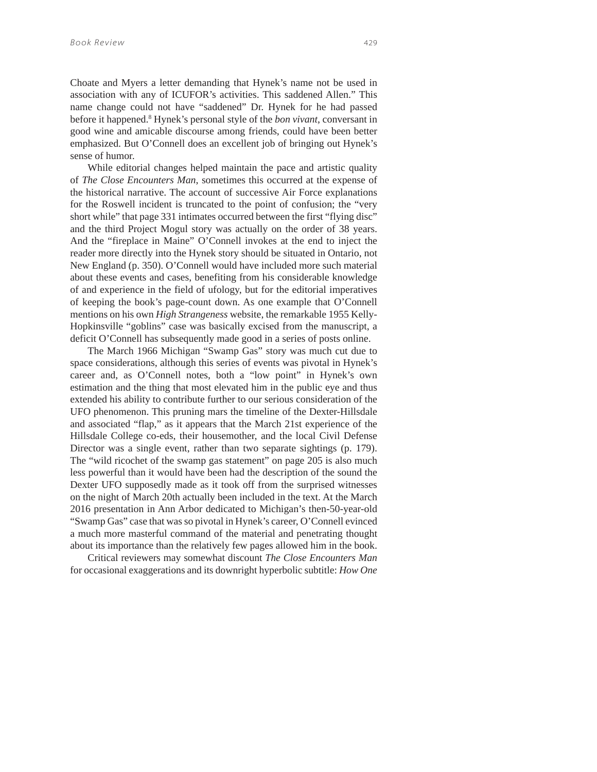Choate and Myers a letter demanding that Hynek's name not be used in association with any of ICUFOR's activities. This saddened Allen." This name change could not have "saddened" Dr. Hynek for he had passed before it happened.[8] Hynek's personal style of the *bon vivant*, conversant in good wine and amicable discourse among friends, could have been better emphasized. But O'Connell does an excellent job of bringing out Hynek's sense of humor.

While editorial changes helped maintain the pace and artistic quality of *The Close Encounters Man*, sometimes this occurred at the expense of the historical narrative. The account of successive Air Force explanations for the Roswell incident is truncated to the point of confusion; the "very short while" that page 331 intimates occurred between the first "flying disc" and the third Project Mogul story was actually on the order of 38 years. And the "fireplace in Maine" O'Connell invokes at the end to inject the reader more directly into the Hynek story should be situated in Ontario, not New England (p. 350). O'Connell would have included more such material about these events and cases, benefiting from his considerable knowledge of and experience in the field of ufology, but for the editorial imperatives of keeping the book's page-count down. As one example that O'Connell mentions on his own *High Strangeness* website, the remarkable 1955 Kelly-Hopkinsville "goblins" case was basically excised from the manuscript, a deficit O'Connell has subsequently made good in a series of posts online.

The March 1966 Michigan "Swamp Gas" story was much cut due to space considerations, although this series of events was pivotal in Hynek's career and, as O'Connell notes, both a "low point" in Hynek's own estimation and the thing that most elevated him in the public eye and thus extended his ability to contribute further to our serious consideration of the UFO phenomenon. This pruning mars the timeline of the Dexter-Hillsdale and associated "flap," as it appears that the March 21st experience of the Hillsdale College co-eds, their housemother, and the local Civil Defense Director was a single event, rather than two separate sightings (p. 179). The "wild ricochet of the swamp gas statement" on page 205 is also much less powerful than it would have been had the description of the sound the Dexter UFO supposedly made as it took off from the surprised witnesses on the night of March 20th actually been included in the text. At the March 2016 presentation in Ann Arbor dedicated to Michigan's then-50-year-old "Swamp Gas" case that was so pivotal in Hynek's career, O'Connell evinced a much more masterful command of the material and penetrating thought about its importance than the relatively few pages allowed him in the book.

Critical reviewers may somewhat discount *The Close Encounters Man* for occasional exaggerations and its downright hyperbolic subtitle: *How One*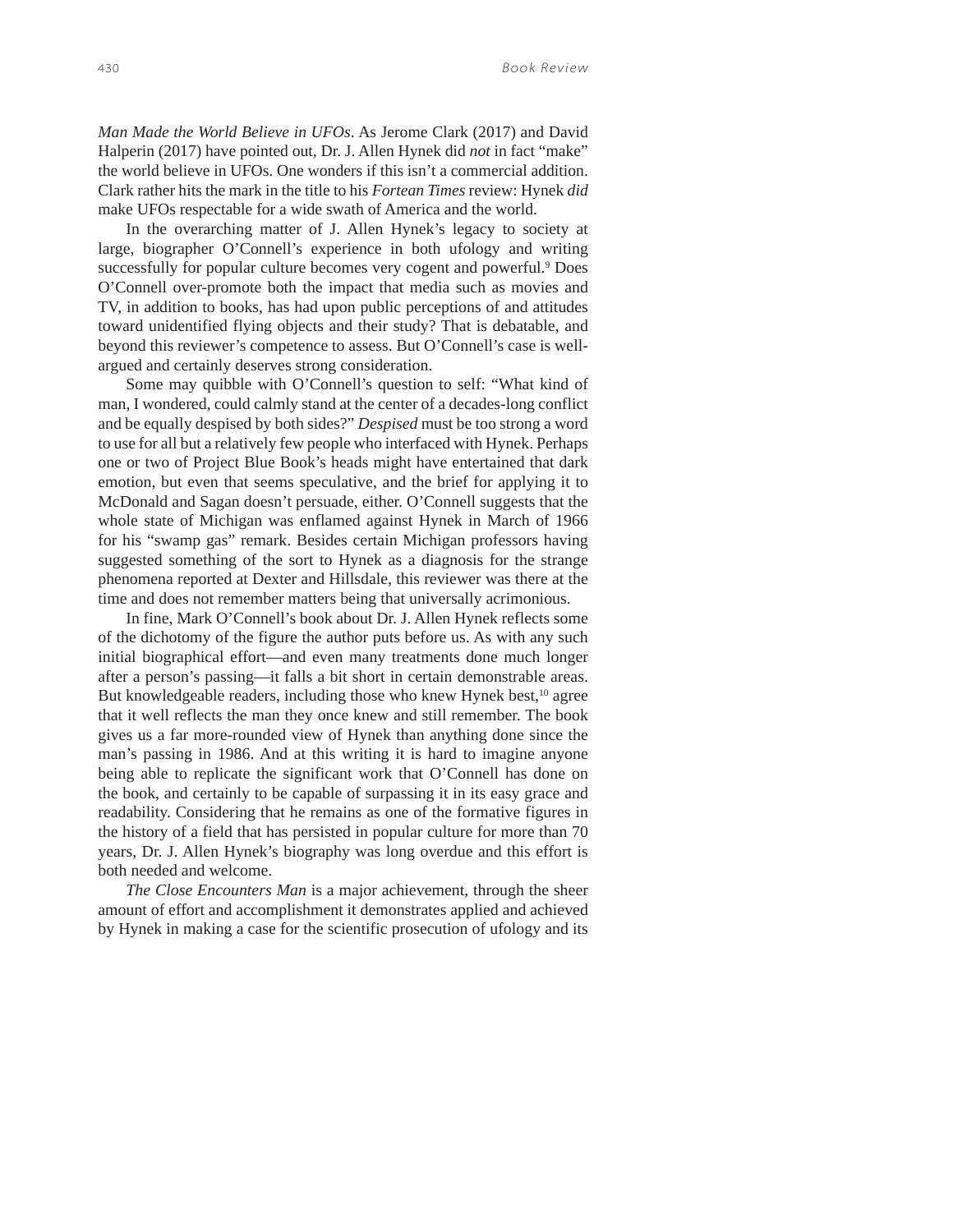*Man Made the World Believe in UFOs*. As Jerome Clark (2017) and David Halperin (2017) have pointed out, Dr. J. Allen Hynek did *not* in fact "make" the world believe in UFOs. One wonders if this isn't a commercial addition. Clark rather hits the mark in the title to his *Fortean Times* review: Hynek *did* make UFOs respectable for a wide swath of America and the world.

In the overarching matter of J. Allen Hynek's legacy to society at large, biographer O'Connell's experience in both ufology and writing successfully for popular culture becomes very cogent and powerful.[9] Does O'Connell over-promote both the impact that media such as movies and TV, in addition to books, has had upon public perceptions of and attitudes toward unidentified flying objects and their study? That is debatable, and beyond this reviewer's competence to assess. But O'Connell's case is well-argued and certainly deserves strong consideration.

Some may quibble with O'Connell's question to self: "What kind of man, I wondered, could calmly stand at the center of a decades-long conflict and be equally despised by both sides?" *Despised* must be too strong a word to use for all but a relatively few people who interfaced with Hynek. Perhaps one or two of Project Blue Book's heads might have entertained that dark emotion, but even that seems speculative, and the brief for applying it to McDonald and Sagan doesn't persuade, either. O'Connell suggests that the whole state of Michigan was enflamed against Hynek in March of 1966 for his "swamp gas" remark. Besides certain Michigan professors having suggested something of the sort to Hynek as a diagnosis for the strange phenomena reported at Dexter and Hillsdale, this reviewer was there at the time and does not remember matters being that universally acrimonious.

In fine, Mark O'Connell's book about Dr. J. Allen Hynek reflects some of the dichotomy of the figure the author puts before us. As with any such initial biographical effort—and even many treatments done much longer after a person's passing—it falls a bit short in certain demonstrable areas. But knowledgeable readers, including those who knew Hynek best,[10] agree that it well reflects the man they once knew and still remember. The book gives us a far more-rounded view of Hynek than anything done since the man's passing in 1986. And at this writing it is hard to imagine anyone being able to replicate the significant work that O'Connell has done on the book, and certainly to be capable of surpassing it in its easy grace and readability. Considering that he remains as one of the formative figures in the history of a field that has persisted in popular culture for more than 70 years, Dr. J. Allen Hynek's biography was long overdue and this effort is both needed and welcome.

*The Close Encounters Man* is a major achievement, through the sheer amount of effort and accomplishment it demonstrates applied and achieved by Hynek in making a case for the scientific prosecution of ufology and its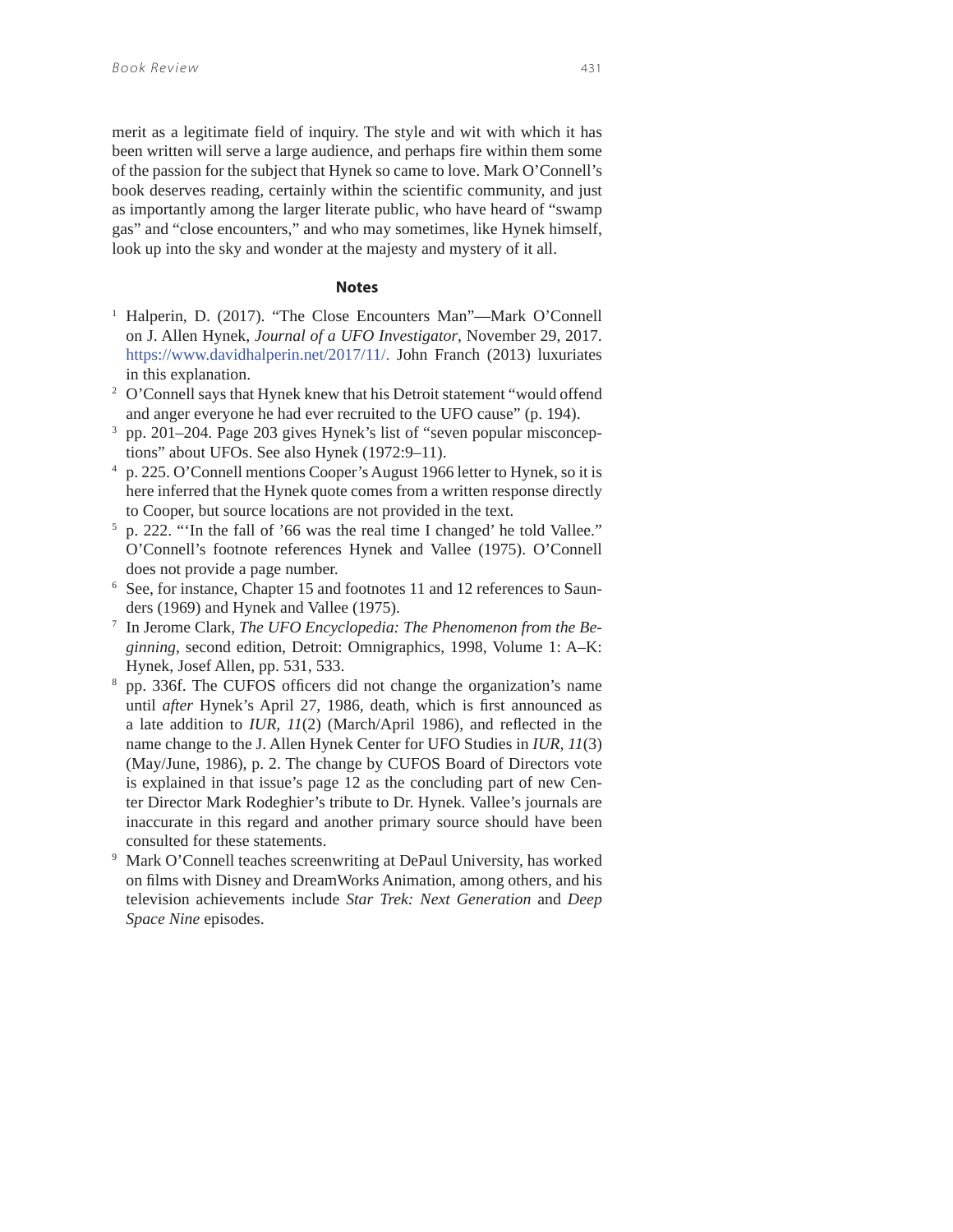merit as a legitimate field of inquiry. The style and wit with which it has been written will serve a large audience, and perhaps fire within them some of the passion for the subject that Hynek so came to love. Mark O'Connell's book deserves reading, certainly within the scientific community, and just as importantly among the larger literate public, who have heard of "swamp gas" and "close encounters," and who may sometimes, like Hynek himself, look up into the sky and wonder at the majesty and mystery of it all.

## Notes

1. Halperin, D. (2017). "The Close Encounters Man"—Mark O'Connell on J. Allen Hynek, *Journal of a UFO Investigator*, November 29, 2017. https://www.davidhalperin.net/2017/11/. John Franch (2013) luxuriates in this explanation.
2. O'Connell says that Hynek knew that his Detroit statement "would offend and anger everyone he had ever recruited to the UFO cause" (p. 194).
3. pp. 201–204. Page 203 gives Hynek's list of "seven popular misconceptions" about UFOs. See also Hynek (1972:9–11).
4. p. 225. O'Connell mentions Cooper's August 1966 letter to Hynek, so it is here inferred that the Hynek quote comes from a written response directly to Cooper, but source locations are not provided in the text.
5. p. 222. "'In the fall of '66 was the real time I changed' he told Vallee." O'Connell's footnote references Hynek and Vallee (1975). O'Connell does not provide a page number.
6. See, for instance, Chapter 15 and footnotes 11 and 12 references to Saunders (1969) and Hynek and Vallee (1975).
7. In Jerome Clark, *The UFO Encyclopedia: The Phenomenon from the Beginning*, second edition, Detroit: Omnigraphics, 1998, Volume 1: A–K: Hynek, Josef Allen, pp. 531, 533.
8. pp. 336f. The CUFOS officers did not change the organization's name until *after* Hynek's April 27, 1986, death, which is first announced as a late addition to *IUR, 11*(2) (March/April 1986), and reflected in the name change to the J. Allen Hynek Center for UFO Studies in *IUR, 11*(3) (May/June, 1986), p. 2. The change by CUFOS Board of Directors vote is explained in that issue's page 12 as the concluding part of new Center Director Mark Rodeghier's tribute to Dr. Hynek. Vallee's journals are inaccurate in this regard and another primary source should have been consulted for these statements.
9. Mark O'Connell teaches screenwriting at DePaul University, has worked on films with Disney and DreamWorks Animation, among others, and his television achievements include *Star Trek: Next Generation* and *Deep Space Nine* episodes.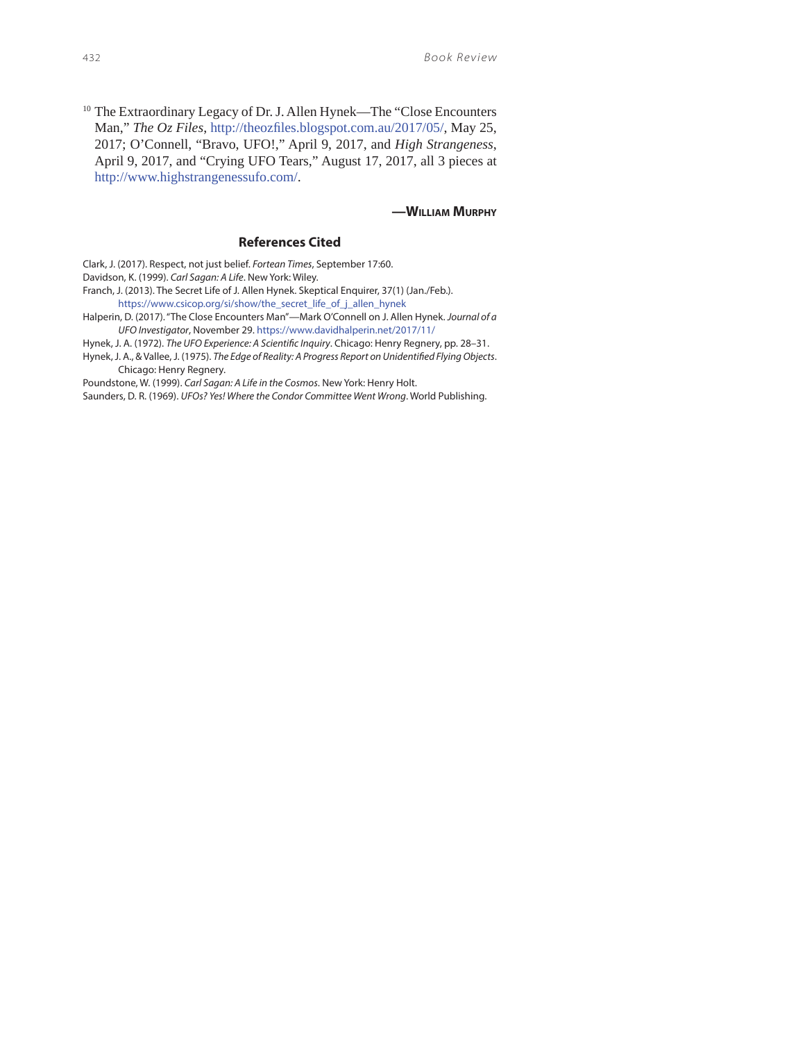[10] The Extraordinary Legacy of Dr. J. Allen Hynek—The "Close Encounters Man," *The Oz Files*, http://theozfiles.blogspot.com.au/2017/05/, May 25, 2017; O'Connell, "Bravo, UFO!," April 9, 2017, and *High Strangeness*, April 9, 2017, and "Crying UFO Tears," August 17, 2017, all 3 pieces at http://www.highstrangenessufo.com/.

**—William Murphy**

## References Cited

Clark, J. (2017). Respect, not just belief. *Fortean Times*, September 17:60.

Davidson, K. (1999). *Carl Sagan: A Life*. New York: Wiley.

Franch, J. (2013). The Secret Life of J. Allen Hynek. Skeptical Enquirer, 37(1) (Jan./Feb.). https://www.csicop.org/si/show/the_secret_life_of_j_allen_hynek

Halperin, D. (2017). "The Close Encounters Man"—Mark O'Connell on J. Allen Hynek. *Journal of a UFO Investigator*, November 29. https://www.davidhalperin.net/2017/11/

Hynek, J. A. (1972). *The UFO Experience: A Scientific Inquiry*. Chicago: Henry Regnery, pp. 28–31.

Hynek, J. A., & Vallee, J. (1975). *The Edge of Reality: A Progress Report on Unidentified Flying Objects*. Chicago: Henry Regnery.

Poundstone, W. (1999). *Carl Sagan: A Life in the Cosmos*. New York: Henry Holt.

Saunders, D. R. (1969). *UFOs? Yes! Where the Condor Committee Went Wrong*. World Publishing.